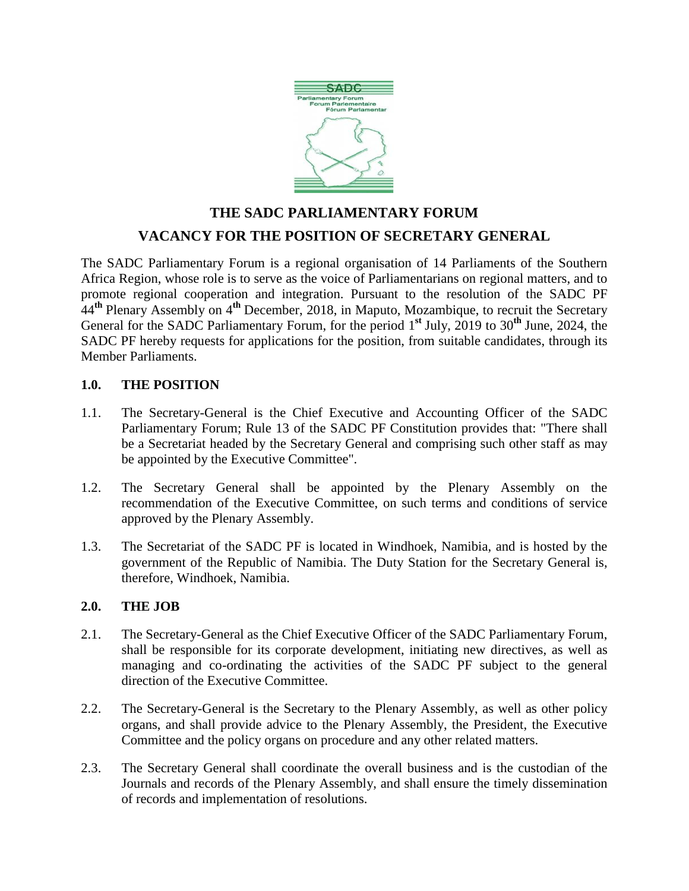# THE SADC PARLIAMENTARY FORUM

## VACANCY FOR THE POSITION OF SECRETARY GENERAL

The SADC Parliamentary Forum is a regional organisation of 14 Parliaments of the Southern Africa Region, whose role is to serve as the voice of Parliamentarians on regional matters, and to promote regional cooperation and integration. Pursuant to the resolution of the SADC PF 44th Plenary Assembly on 4th December, 2018, in Maputo, Mozambique, to recruit the Secretary General for the SADC Parliamentary Forum, for the period 1st July, 2019 to 30th June, 2024, the SADC PF hereby requests for applications for the position, from suitable candidates, through its Member Parliaments.

### 1.0. THE POSITION

1.1. The Secretary-General is the Chief Executive and Accounting Officer of the SADC Parliamentary Forum; Rule 13 of the SADC PF Constitution provides that: "There shall be a Secretariat headed by the Secretary General and comprising such other staff as may be appointed by the Executive Committee".

1.2. The Secretary General shall be appointed by the Plenary Assembly on the recommendation of the Executive Committee, on such terms and conditions of service approved by the Plenary Assembly.

1.3. The Secretariat of the SADC PF is located in Windhoek, Namibia, and is hosted by the government of the Republic of Namibia. The Duty Station for the Secretary General is, therefore, Windhoek, Namibia.

### 2.0. THE JOB

2.1. The Secretary-General as the Chief Executive Officer of the SADC Parliamentary Forum, shall be responsible for its corporate development, initiating new directives, as well as managing and co-ordinating the activities of the SADC PF subject to the general direction of the Executive Committee.

2.2. The Secretary-General is the Secretary to the Plenary Assembly, as well as other policy organs, and shall provide advice to the Plenary Assembly, the President, the Executive Committee and the policy organs on procedure and any other related matters.

2.3. The Secretary General shall coordinate the overall business and is the custodian of the Journals and records of the Plenary Assembly, and shall ensure the timely dissemination of records and implementation of resolutions.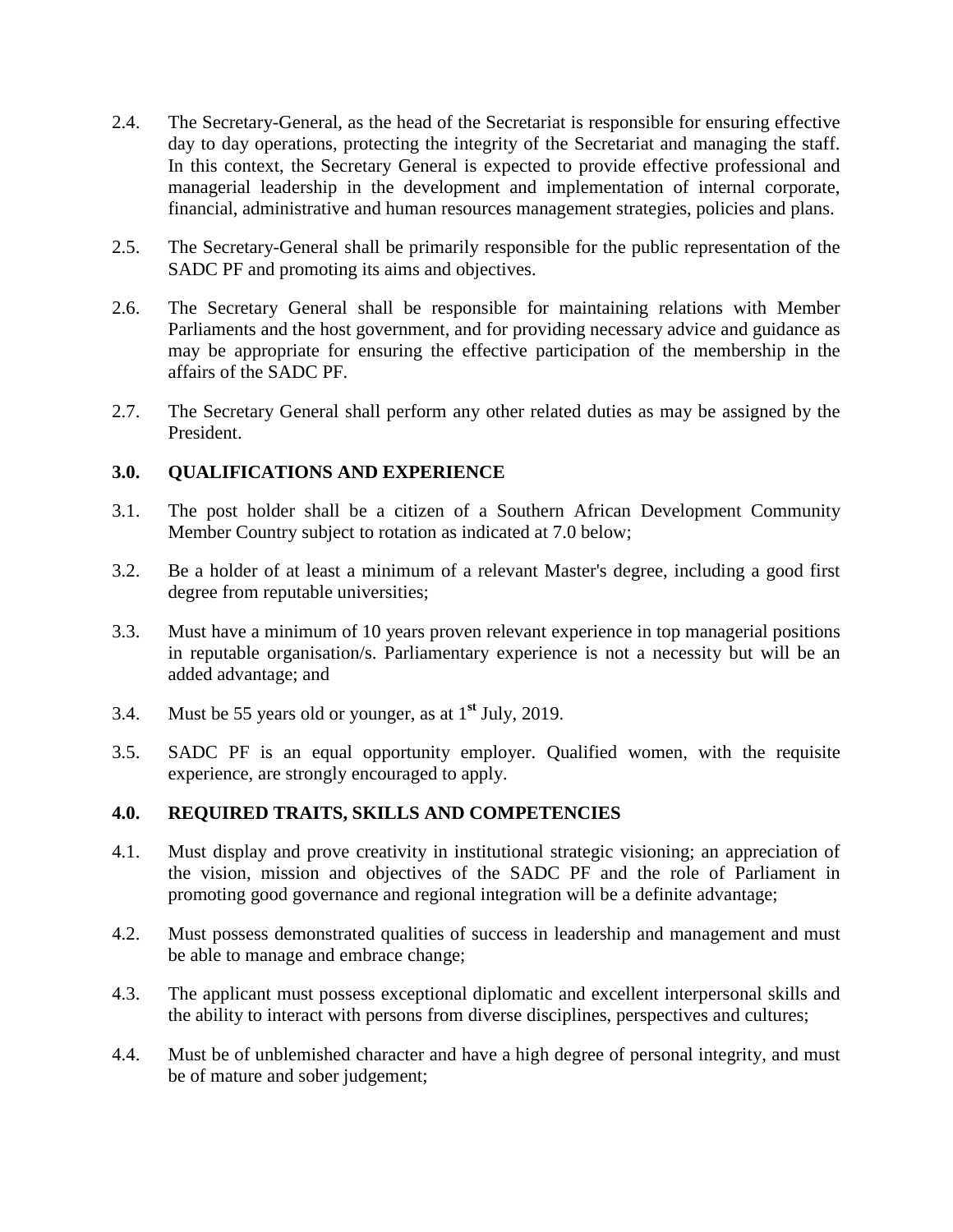2.4. The Secretary-General, as the head of the Secretariat is responsible for ensuring effective day to day operations, protecting the integrity of the Secretariat and managing the staff. In this context, the Secretary General is expected to provide effective professional and managerial leadership in the development and implementation of internal corporate, financial, administrative and human resources management strategies, policies and plans.

2.5. The Secretary-General shall be primarily responsible for the public representation of the SADC PF and promoting its aims and objectives.

2.6. The Secretary General shall be responsible for maintaining relations with Member Parliaments and the host government, and for providing necessary advice and guidance as may be appropriate for ensuring the effective participation of the membership in the affairs of the SADC PF.

2.7. The Secretary General shall perform any other related duties as may be assigned by the President.

## 3.0. QUALIFICATIONS AND EXPERIENCE

3.1. The post holder shall be a citizen of a Southern African Development Community Member Country subject to rotation as indicated at 7.0 below;

3.2. Be a holder of at least a minimum of a relevant Master's degree, including a good first degree from reputable universities;

3.3. Must have a minimum of 10 years proven relevant experience in top managerial positions in reputable organisation/s. Parliamentary experience is not a necessity but will be an added advantage; and

3.4. Must be 55 years old or younger, as at 1st July, 2019.

3.5. SADC PF is an equal opportunity employer. Qualified women, with the requisite experience, are strongly encouraged to apply.

## 4.0. REQUIRED TRAITS, SKILLS AND COMPETENCIES

4.1. Must display and prove creativity in institutional strategic visioning; an appreciation of the vision, mission and objectives of the SADC PF and the role of Parliament in promoting good governance and regional integration will be a definite advantage;

4.2. Must possess demonstrated qualities of success in leadership and management and must be able to manage and embrace change;

4.3. The applicant must possess exceptional diplomatic and excellent interpersonal skills and the ability to interact with persons from diverse disciplines, perspectives and cultures;

4.4. Must be of unblemished character and have a high degree of personal integrity, and must be of mature and sober judgement;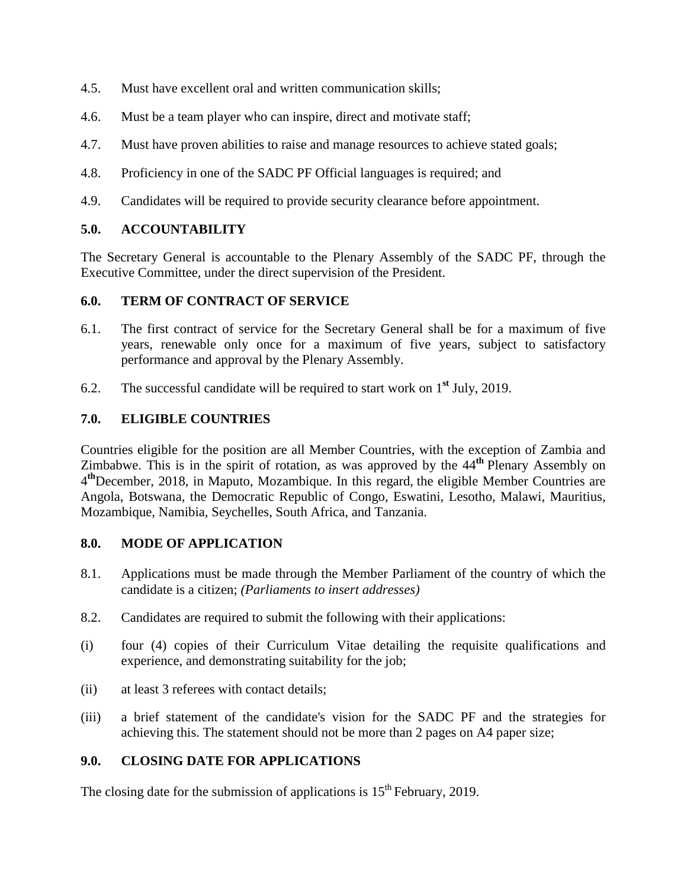4.5. Must have excellent oral and written communication skills;

4.6. Must be a team player who can inspire, direct and motivate staff;

4.7. Must have proven abilities to raise and manage resources to achieve stated goals;

4.8. Proficiency in one of the SADC PF Official languages is required; and

4.9. Candidates will be required to provide security clearance before appointment.

## 5.0. ACCOUNTABILITY

The Secretary General is accountable to the Plenary Assembly of the SADC PF, through the Executive Committee, under the direct supervision of the President.

## 6.0. TERM OF CONTRACT OF SERVICE

6.1. The first contract of service for the Secretary General shall be for a maximum of five years, renewable only once for a maximum of five years, subject to satisfactory performance and approval by the Plenary Assembly.

6.2. The successful candidate will be required to start work on 1st July, 2019.

## 7.0. ELIGIBLE COUNTRIES

Countries eligible for the position are all Member Countries, with the exception of Zambia and Zimbabwe. This is in the spirit of rotation, as was approved by the 44th Plenary Assembly on 4th December, 2018, in Maputo, Mozambique. In this regard, the eligible Member Countries are Angola, Botswana, the Democratic Republic of Congo, Eswatini, Lesotho, Malawi, Mauritius, Mozambique, Namibia, Seychelles, South Africa, and Tanzania.

## 8.0. MODE OF APPLICATION

8.1. Applications must be made through the Member Parliament of the country of which the candidate is a citizen; *(Parliaments to insert addresses)*

8.2. Candidates are required to submit the following with their applications:

(i) four (4) copies of their Curriculum Vitae detailing the requisite qualifications and experience, and demonstrating suitability for the job;

(ii) at least 3 referees with contact details;

(iii) a brief statement of the candidate's vision for the SADC PF and the strategies for achieving this. The statement should not be more than 2 pages on A4 paper size;

## 9.0. CLOSING DATE FOR APPLICATIONS

The closing date for the submission of applications is 15th February, 2019.